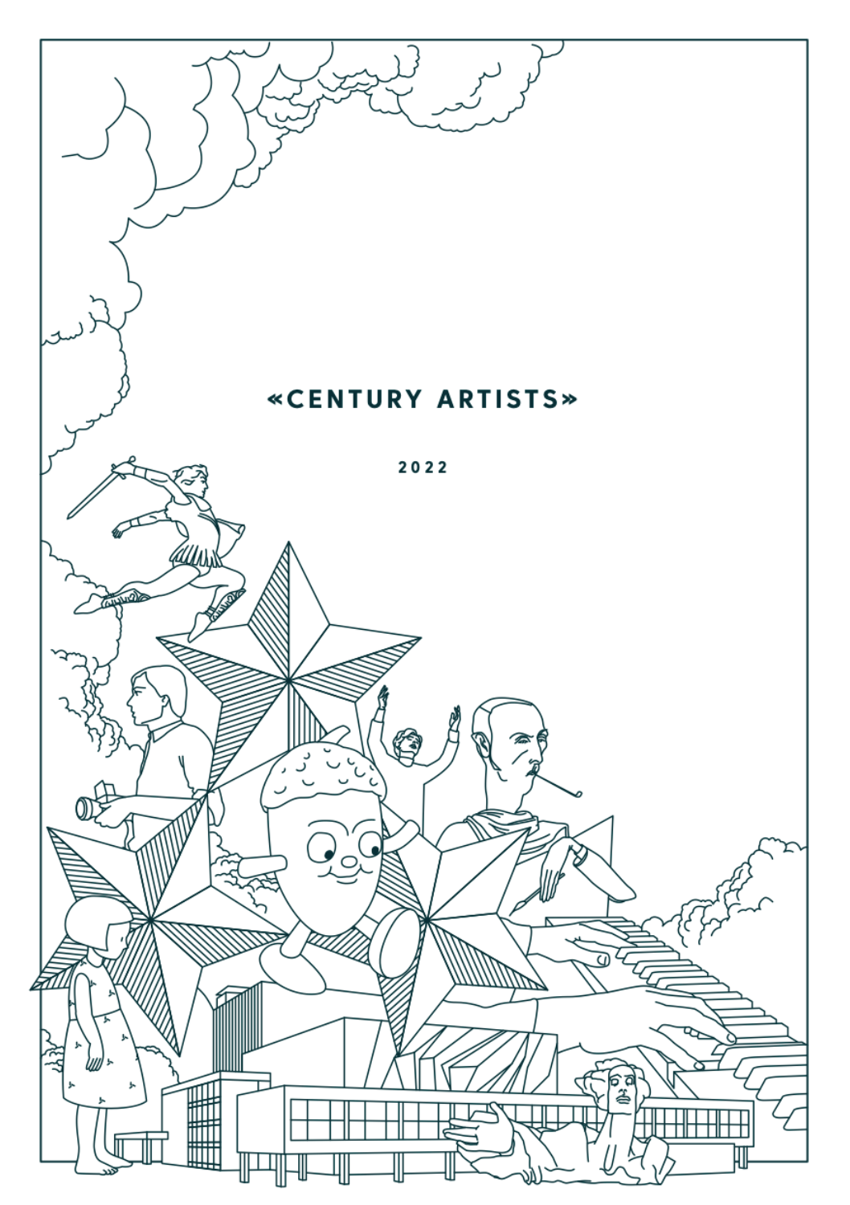# «CENTURY ARTISTS»

2022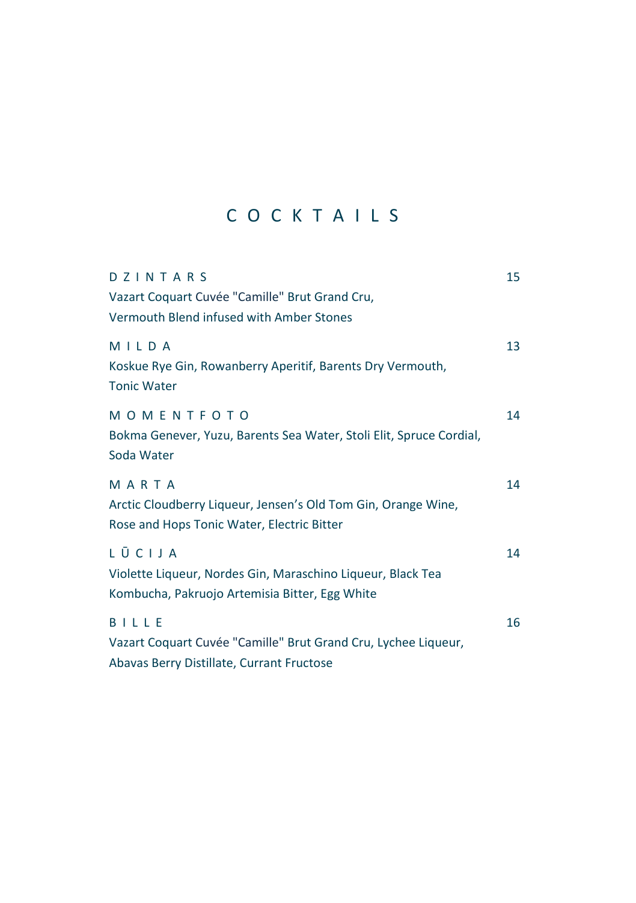# C O C K T A I L S

### D Z I N T A R S — 15

Vazart Coquart Cuvée "Camille" Brut Grand Cru,
Vermouth Blend infused with Amber Stones

### M I L D A — 13

Koskue Rye Gin, Rowanberry Aperitif, Barents Dry Vermouth,
Tonic Water

### M O M E N T F O T O — 14

Bokma Genever, Yuzu, Barents Sea Water, Stoli Elit, Spruce Cordial,
Soda Water

### M A R T A — 14

Arctic Cloudberry Liqueur, Jensen's Old Tom Gin, Orange Wine,
Rose and Hops Tonic Water, Electric Bitter

### L Ū C I J A — 14

Violette Liqueur, Nordes Gin, Maraschino Liqueur, Black Tea
Kombucha, Pakruojo Artemisia Bitter, Egg White

### B I L L E — 16

Vazart Coquart Cuvée "Camille" Brut Grand Cru, Lychee Liqueur,
Abavas Berry Distillate, Currant Fructose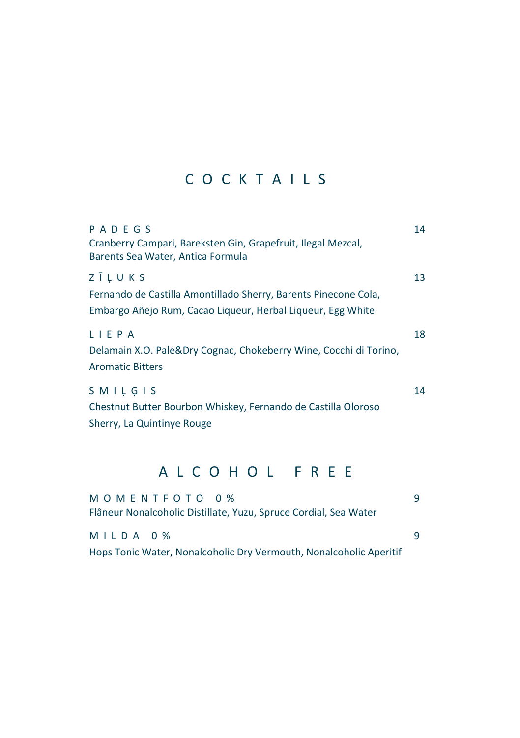# C O C K T A I L S

**P A D E G S** 14
Cranberry Campari, Bareksten Gin, Grapefruit, Ilegal Mezcal, Barents Sea Water, Antica Formula

**Z Ī Ļ U K S** 13
Fernando de Castilla Amontillado Sherry, Barents Pinecone Cola, Embargo Añejo Rum, Cacao Liqueur, Herbal Liqueur, Egg White

**L I E P A** 18
Delamain X.O. Pale&Dry Cognac, Chokeberry Wine, Cocchi di Torino, Aromatic Bitters

**S M I Ļ Ģ I S** 14
Chestnut Butter Bourbon Whiskey, Fernando de Castilla Oloroso Sherry, La Quintinye Rouge

# A L C O H O L F R E E

**M O M E N T F O T O 0 %** 9
Flâneur Nonalcoholic Distillate, Yuzu, Spruce Cordial, Sea Water

**M I L D A 0 %** 9
Hops Tonic Water, Nonalcoholic Dry Vermouth, Nonalcoholic Aperitif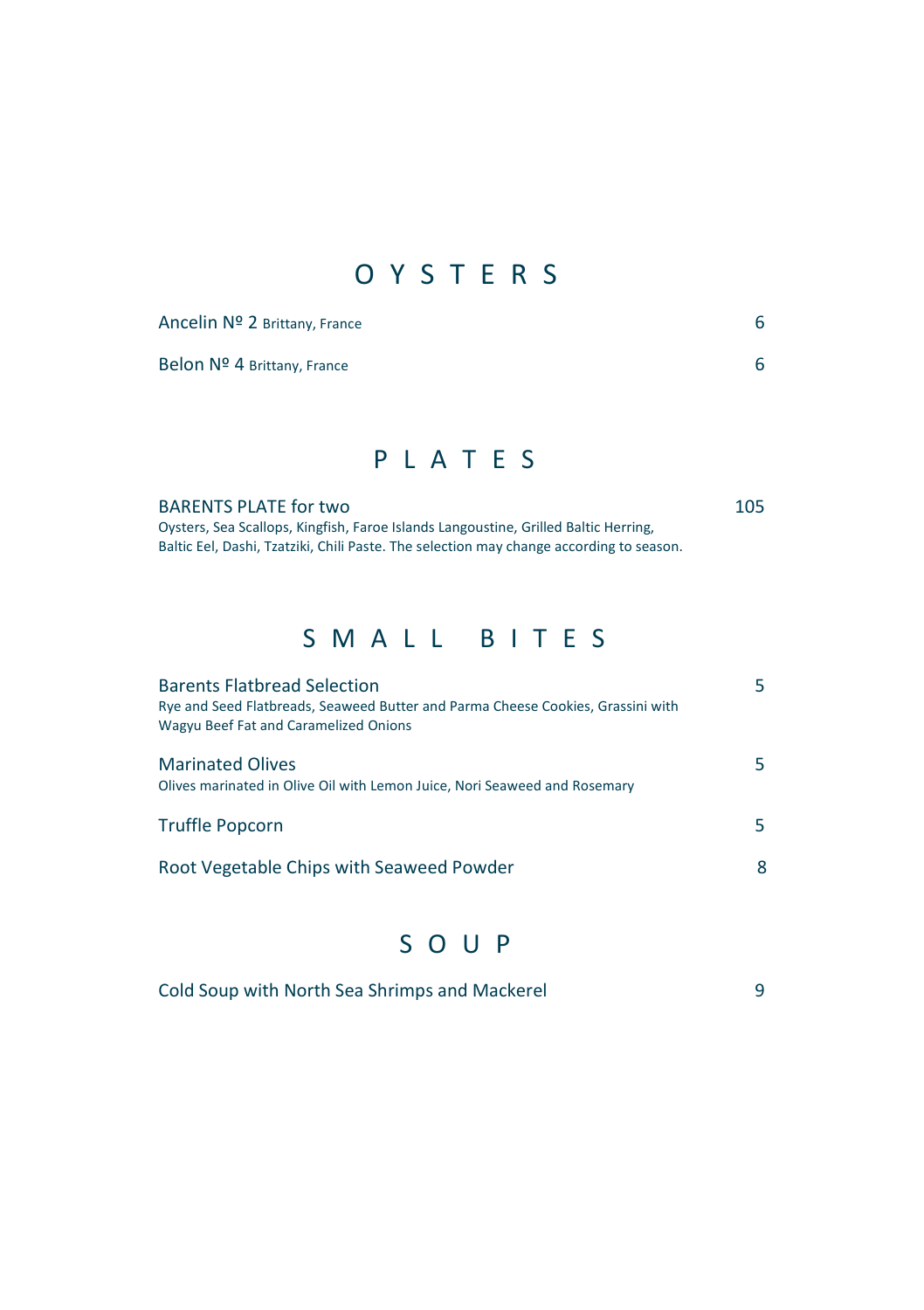## OYSTERS

Ancelin Nº 2 Brittany, France — 6

Belon Nº 4 Brittany, France — 6

## PLATES

**BARENTS PLATE for two** — 105

Oysters, Sea Scallops, Kingfish, Faroe Islands Langoustine, Grilled Baltic Herring, Baltic Eel, Dashi, Tzatziki, Chili Paste. The selection may change according to season.

## SMALL BITES

**Barents Flatbread Selection** — 5

Rye and Seed Flatbreads, Seaweed Butter and Parma Cheese Cookies, Grassini with Wagyu Beef Fat and Caramelized Onions

**Marinated Olives** — 5

Olives marinated in Olive Oil with Lemon Juice, Nori Seaweed and Rosemary

**Truffle Popcorn** — 5

**Root Vegetable Chips with Seaweed Powder** — 8

## SOUP

**Cold Soup with North Sea Shrimps and Mackerel** — 9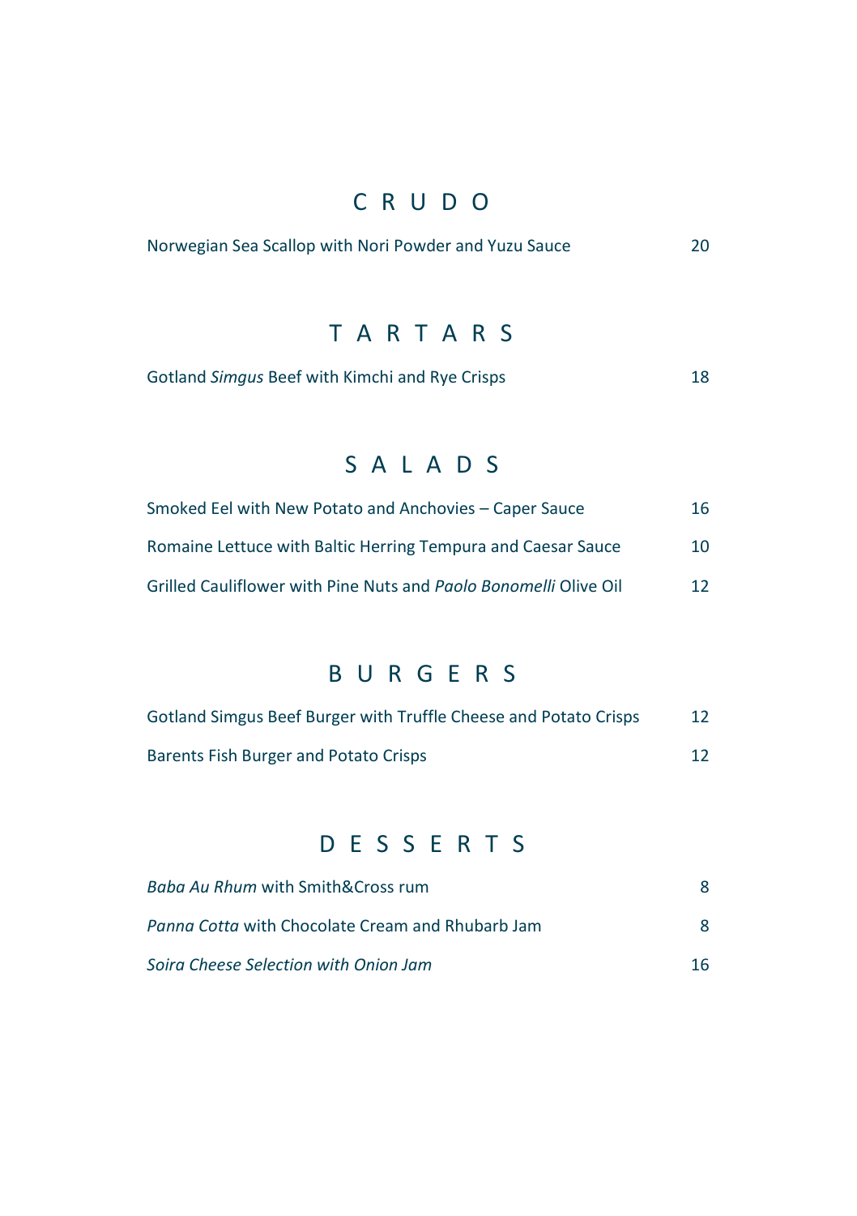## CRUDO

Norwegian Sea Scallop with Nori Powder and Yuzu Sauce 20

## TARTARS

Gotland *Simgus* Beef with Kimchi and Rye Crisps 18

## SALADS

Smoked Eel with New Potato and Anchovies – Caper Sauce 16

Romaine Lettuce with Baltic Herring Tempura and Caesar Sauce 10

Grilled Cauliflower with Pine Nuts and *Paolo Bonomelli* Olive Oil 12

## BURGERS

Gotland Simgus Beef Burger with Truffle Cheese and Potato Crisps 12

Barents Fish Burger and Potato Crisps 12

## DESSERTS

*Baba Au Rhum* with Smith&Cross rum 8

*Panna Cotta* with Chocolate Cream and Rhubarb Jam 8

*Soira Cheese Selection with Onion Jam* 16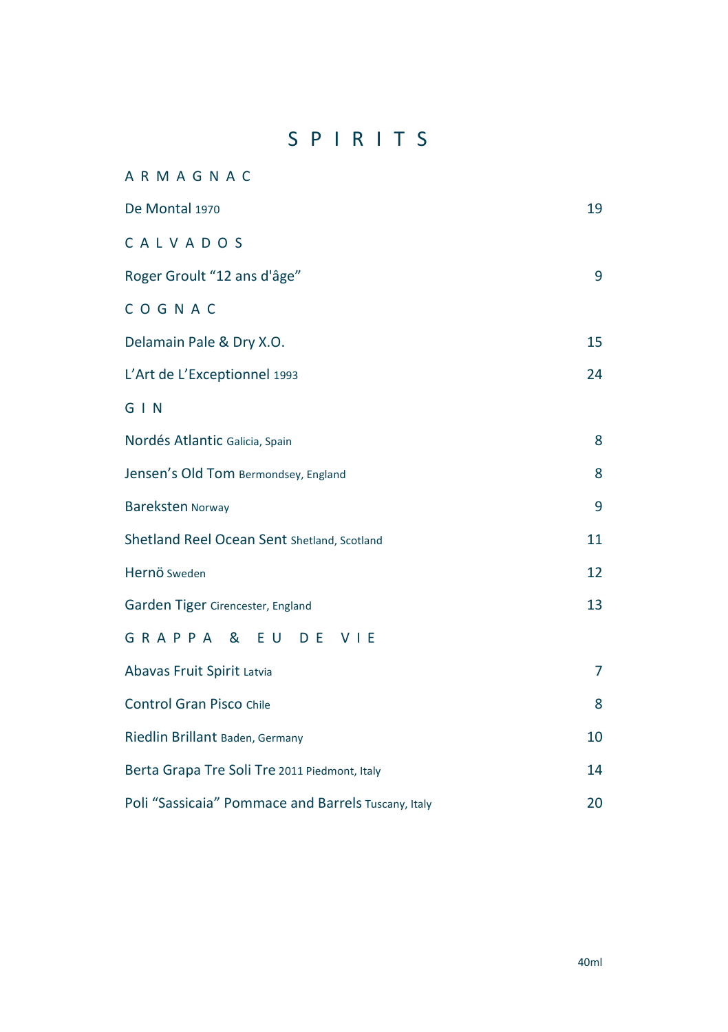# S P I R I T S

## A R M A G N A C

| | |
|---|---|
| De Montal 1970 | 19 |

## C A L V A D O S

| | |
|---|---|
| Roger Groult "12 ans d'âge" | 9 |

## C O G N A C

| | |
|---|---|
| Delamain Pale & Dry X.O. | 15 |
| L'Art de L'Exceptionnel 1993 | 24 |

## G I N

| | |
|---|---|
| Nordés Atlantic Galicia, Spain | 8 |
| Jensen's Old Tom Bermondsey, England | 8 |
| Bareksten Norway | 9 |
| Shetland Reel Ocean Sent Shetland, Scotland | 11 |
| Hernö Sweden | 12 |
| Garden Tiger Cirencester, England | 13 |

## G R A P P A & E U D E V I E

| | |
|---|---|
| Abavas Fruit Spirit Latvia | 7 |
| Control Gran Pisco Chile | 8 |
| Riedlin Brillant Baden, Germany | 10 |
| Berta Grapa Tre Soli Tre 2011 Piedmont, Italy | 14 |
| Poli "Sassicaia" Pommace and Barrels Tuscany, Italy | 20 |

40ml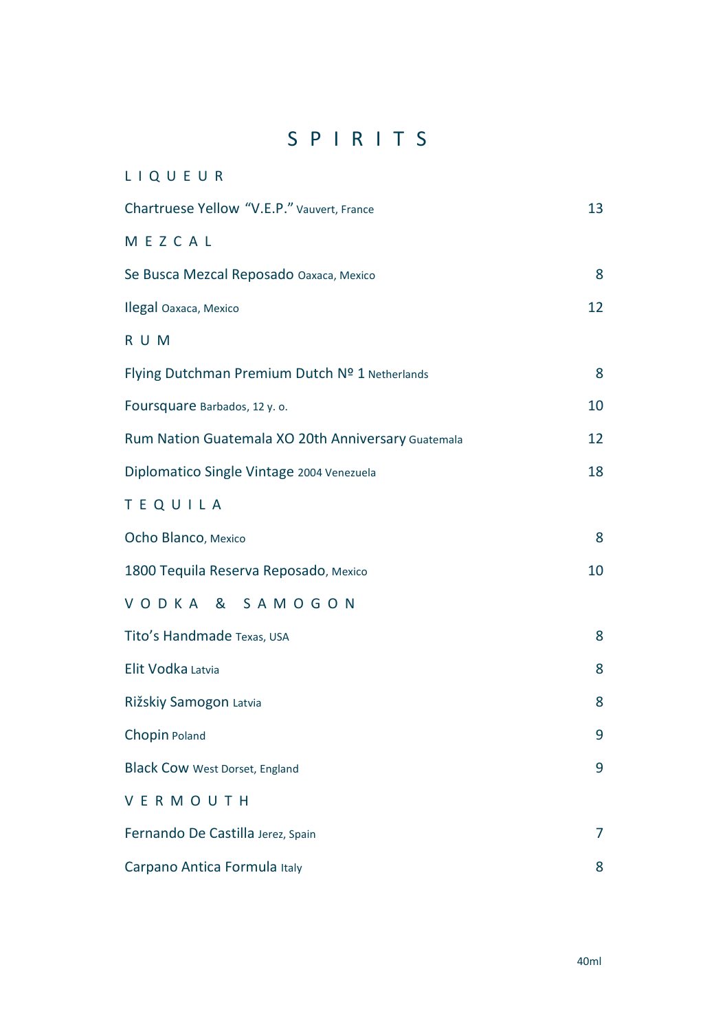# SPIRITS

## LIQUEUR

| Item | Price |
| --- | --- |
| Chartruese Yellow "V.E.P." Vauvert, France | 13 |

## MEZCAL

| Item | Price |
| --- | --- |
| Se Busca Mezcal Reposado Oaxaca, Mexico | 8 |
| Ilegal Oaxaca, Mexico | 12 |

## RUM

| Item | Price |
| --- | --- |
| Flying Dutchman Premium Dutch № 1 Netherlands | 8 |
| Foursquare Barbados, 12 y. o. | 10 |
| Rum Nation Guatemala XO 20th Anniversary Guatemala | 12 |
| Diplomatico Single Vintage 2004 Venezuela | 18 |

## TEQUILA

| Item | Price |
| --- | --- |
| Ocho Blanco, Mexico | 8 |
| 1800 Tequila Reserva Reposado, Mexico | 10 |

## VODKA & SAMOGON

| Item | Price |
| --- | --- |
| Tito's Handmade Texas, USA | 8 |
| Elit Vodka Latvia | 8 |
| Rižskiy Samogon Latvia | 8 |
| Chopin Poland | 9 |
| Black Cow West Dorset, England | 9 |

## VERMOUTH

| Item | Price |
| --- | --- |
| Fernando De Castilla Jerez, Spain | 7 |
| Carpano Antica Formula Italy | 8 |

40ml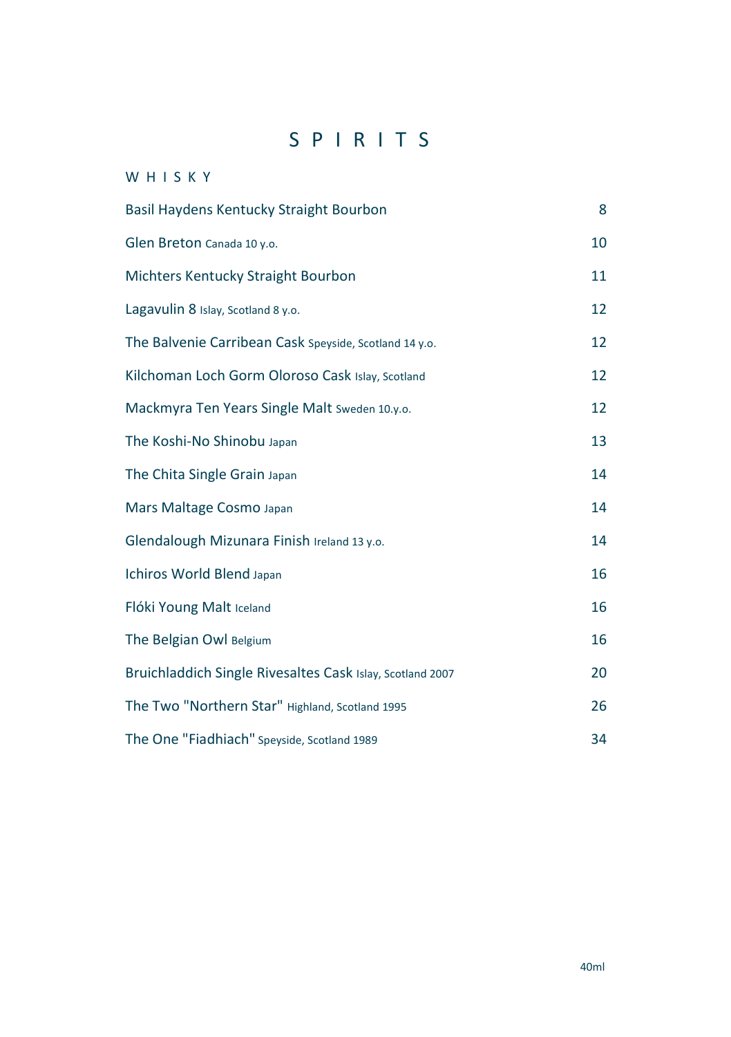# S P I R I T S

## W H I S K Y

| | |
|---|---|
| Basil Haydens Kentucky Straight Bourbon | 8 |
| Glen Breton Canada 10 y.o. | 10 |
| Michters Kentucky Straight Bourbon | 11 |
| Lagavulin 8 Islay, Scotland 8 y.o. | 12 |
| The Balvenie Carribean Cask Speyside, Scotland 14 y.o. | 12 |
| Kilchoman Loch Gorm Oloroso Cask Islay, Scotland | 12 |
| Mackmyra Ten Years Single Malt Sweden 10.y.o. | 12 |
| The Koshi-No Shinobu Japan | 13 |
| The Chita Single Grain Japan | 14 |
| Mars Maltage Cosmo Japan | 14 |
| Glendalough Mizunara Finish Ireland 13 y.o. | 14 |
| Ichiros World Blend Japan | 16 |
| Flóki Young Malt Iceland | 16 |
| The Belgian Owl Belgium | 16 |
| Bruichladdich Single Rivesaltes Cask Islay, Scotland 2007 | 20 |
| The Two "Northern Star" Highland, Scotland 1995 | 26 |
| The One "Fiadhiach" Speyside, Scotland 1989 | 34 |

40ml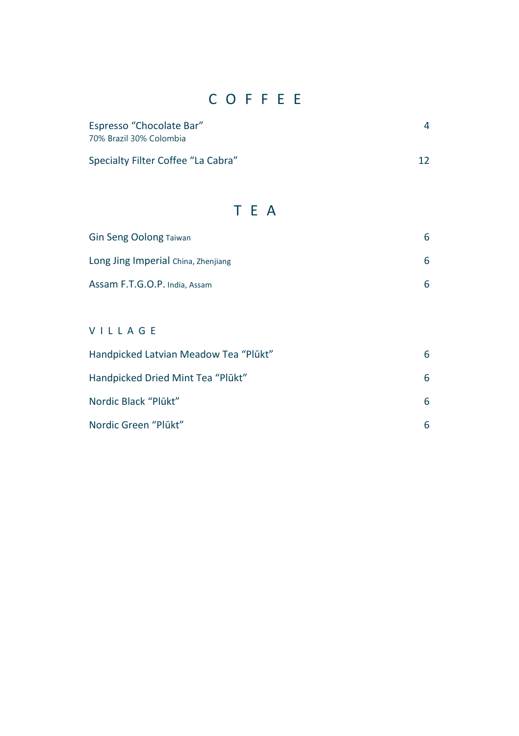# C O F F E E

| | |
|---|---|
| Espresso "Chocolate Bar"<br>70% Brazil 30% Colombia | 4 |
| Specialty Filter Coffee "La Cabra" | 12 |

# T E A

| | |
|---|---|
| Gin Seng Oolong Taiwan | 6 |
| Long Jing Imperial China, Zhenjiang | 6 |
| Assam F.T.G.O.P. India, Assam | 6 |

## V I L L A G E

| | |
|---|---|
| Handpicked Latvian Meadow Tea "Plūkt" | 6 |
| Handpicked Dried Mint Tea "Plūkt" | 6 |
| Nordic Black "Plūkt" | 6 |
| Nordic Green "Plūkt" | 6 |